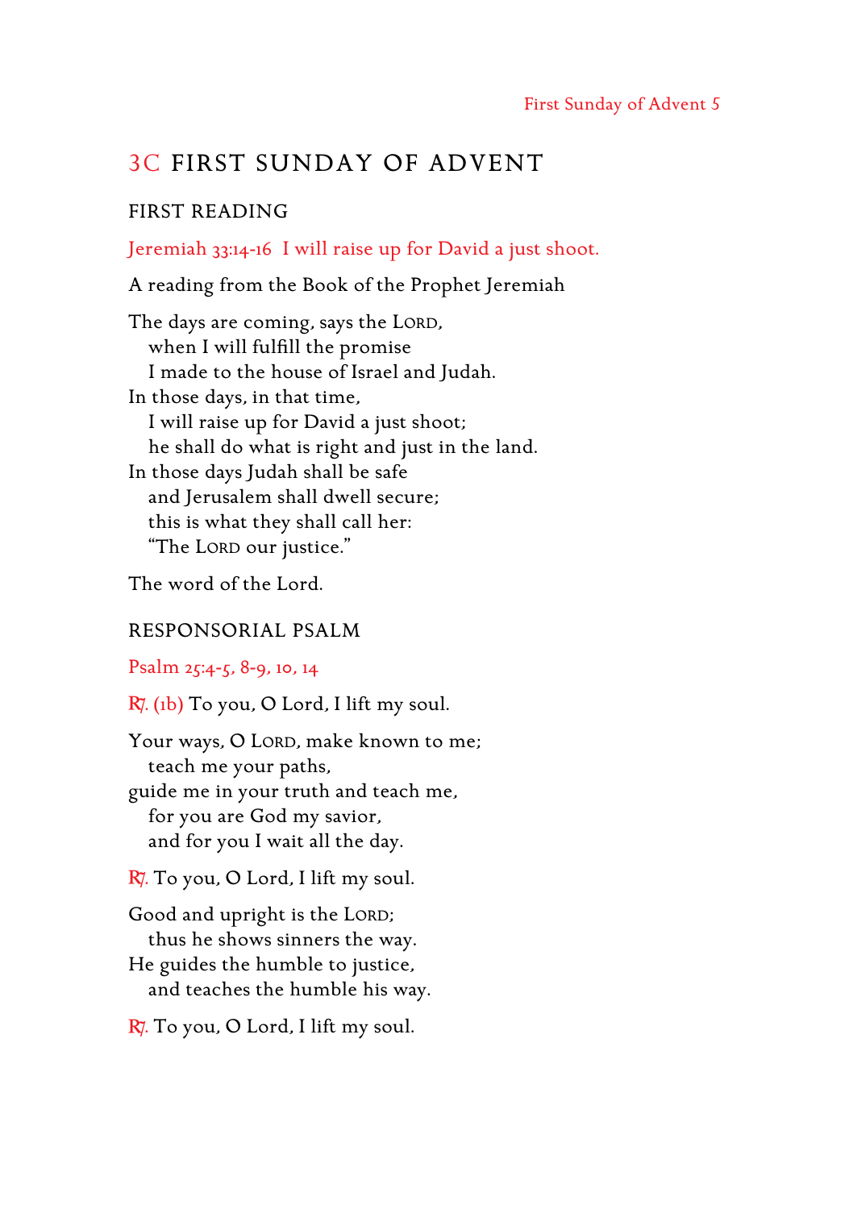# 3C FIRST SUNDAY OF ADVENT

## FIRST READING

Jeremiah 33:14-16 I will raise up for David a just shoot.

A reading from the Book of the Prophet Jeremiah

The days are coming, says the LORD,
  when I will fulfill the promise
  I made to the house of Israel and Judah.
In those days, in that time,
  I will raise up for David a just shoot;
  he shall do what is right and just in the land.
In those days Judah shall be safe
  and Jerusalem shall dwell secure;
  this is what they shall call her:
  "The LORD our justice."

The word of the Lord.

## RESPONSORIAL PSALM

Psalm 25:4-5, 8-9, 10, 14

℟. (1b) To you, O Lord, I lift my soul.

Your ways, O LORD, make known to me;
  teach me your paths,
guide me in your truth and teach me,
  for you are God my savior,
  and for you I wait all the day.

℟. To you, O Lord, I lift my soul.

Good and upright is the LORD;
  thus he shows sinners the way.
He guides the humble to justice,
  and teaches the humble his way.

℟. To you, O Lord, I lift my soul.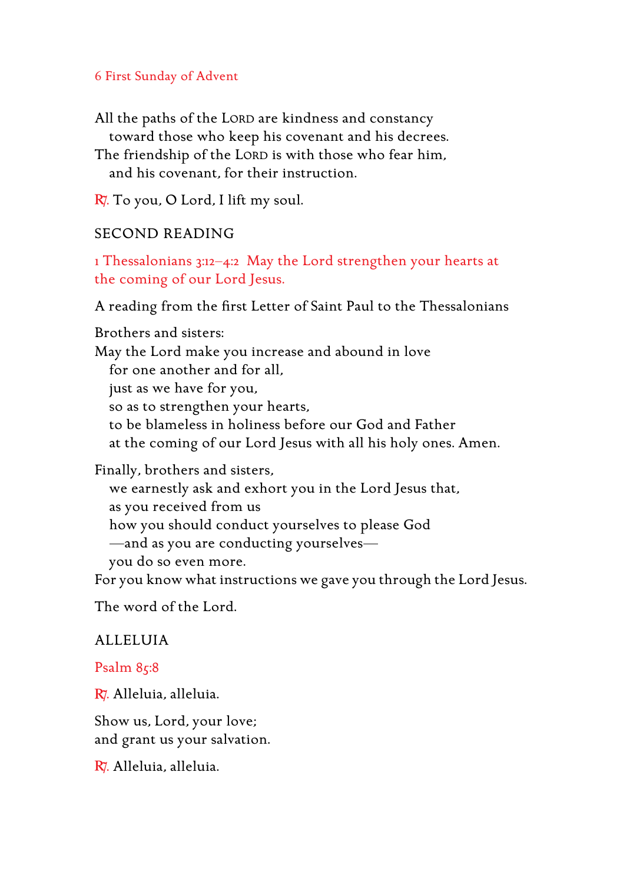All the paths of the LORD are kindness and constancy
toward those who keep his covenant and his decrees.
The friendship of the LORD is with those who fear him,
and his covenant, for their instruction.

℟. To you, O Lord, I lift my soul.

## SECOND READING

1 Thessalonians 3:12–4:2 May the Lord strengthen your hearts at the coming of our Lord Jesus.

A reading from the first Letter of Saint Paul to the Thessalonians

Brothers and sisters:
May the Lord make you increase and abound in love
for one another and for all,
just as we have for you,
so as to strengthen your hearts,
to be blameless in holiness before our God and Father
at the coming of our Lord Jesus with all his holy ones. Amen.

Finally, brothers and sisters,
we earnestly ask and exhort you in the Lord Jesus that,
as you received from us
how you should conduct yourselves to please God
—and as you are conducting yourselves—
you do so even more.
For you know what instructions we gave you through the Lord Jesus.

The word of the Lord.

## ALLELUIA

Psalm 85:8

℟. Alleluia, alleluia.

Show us, Lord, your love;
and grant us your salvation.

℟. Alleluia, alleluia.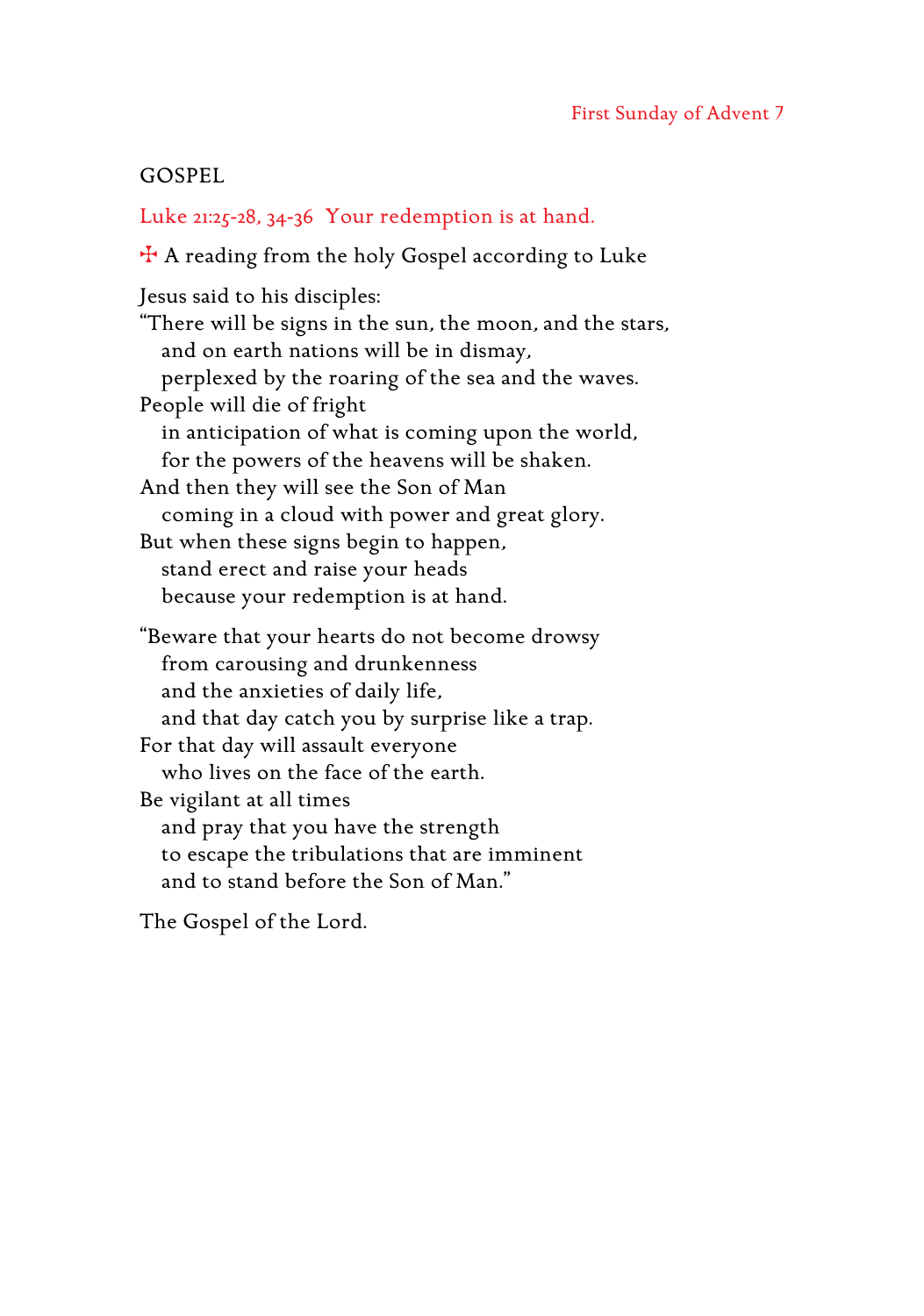## GOSPEL

Luke 21:25-28, 34-36 Your redemption is at hand.

✠ A reading from the holy Gospel according to Luke

Jesus said to his disciples:
"There will be signs in the sun, the moon, and the stars,
  and on earth nations will be in dismay,
  perplexed by the roaring of the sea and the waves.
People will die of fright
  in anticipation of what is coming upon the world,
  for the powers of the heavens will be shaken.
And then they will see the Son of Man
  coming in a cloud with power and great glory.
But when these signs begin to happen,
  stand erect and raise your heads
  because your redemption is at hand.

"Beware that your hearts do not become drowsy
  from carousing and drunkenness
  and the anxieties of daily life,
  and that day catch you by surprise like a trap.
For that day will assault everyone
  who lives on the face of the earth.
Be vigilant at all times
  and pray that you have the strength
  to escape the tribulations that are imminent
  and to stand before the Son of Man."

The Gospel of the Lord.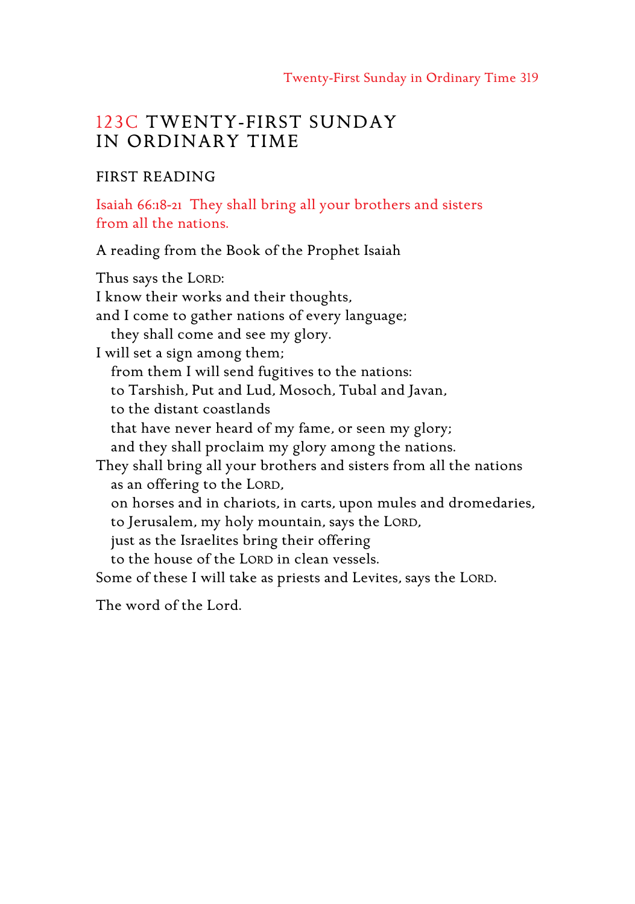# 123C TWENTY-FIRST SUNDAY IN ORDINARY TIME

## FIRST READING

Isaiah 66:18-21 They shall bring all your brothers and sisters from all the nations.

A reading from the Book of the Prophet Isaiah

Thus says the LORD:
I know their works and their thoughts,
and I come to gather nations of every language;
  they shall come and see my glory.
I will set a sign among them;
  from them I will send fugitives to the nations:
  to Tarshish, Put and Lud, Mosoch, Tubal and Javan,
  to the distant coastlands
  that have never heard of my fame, or seen my glory;
  and they shall proclaim my glory among the nations.
They shall bring all your brothers and sisters from all the nations
  as an offering to the LORD,
  on horses and in chariots, in carts, upon mules and dromedaries,
  to Jerusalem, my holy mountain, says the LORD,
  just as the Israelites bring their offering
  to the house of the LORD in clean vessels.
Some of these I will take as priests and Levites, says the LORD.

The word of the Lord.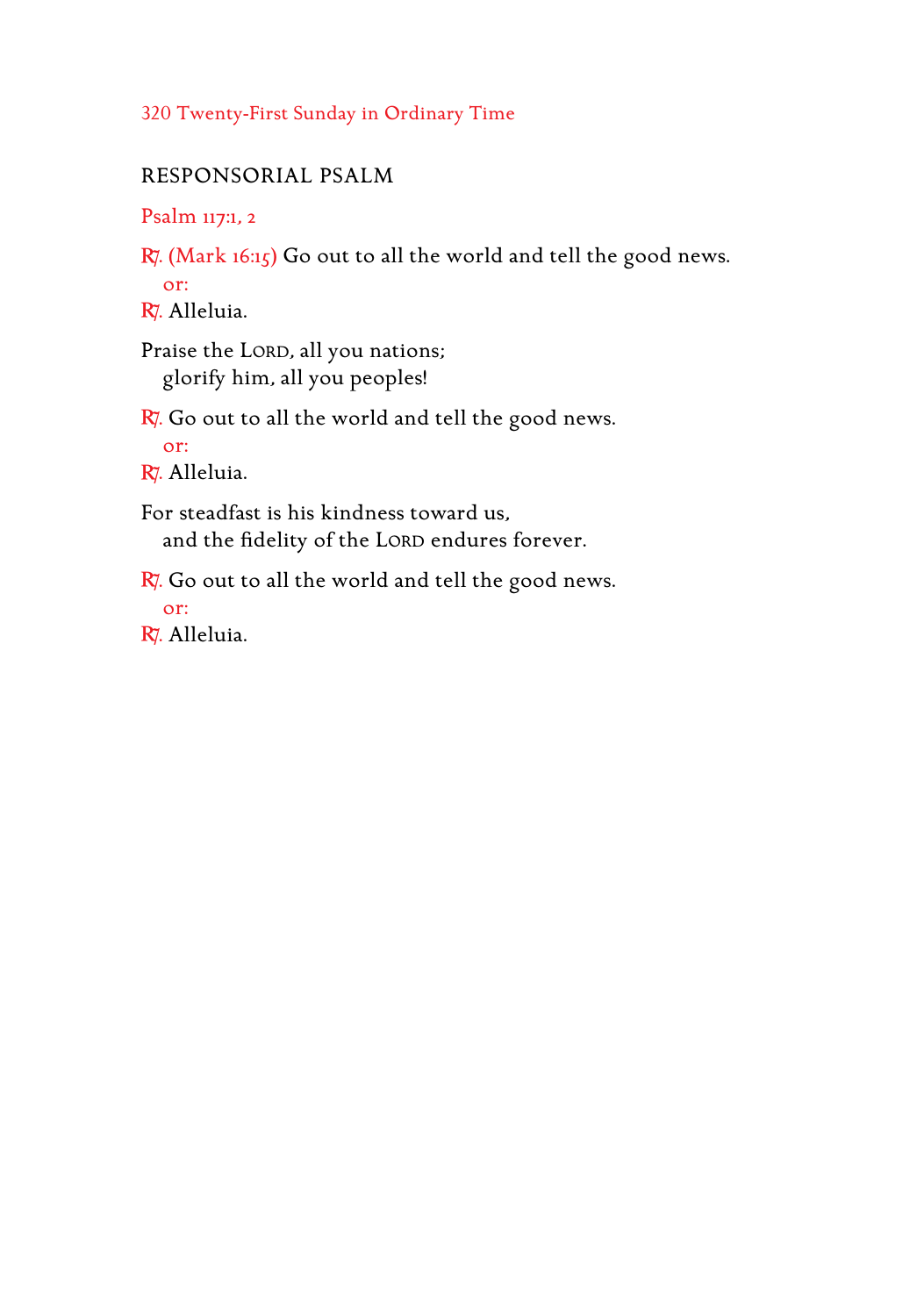## RESPONSORIAL PSALM

Psalm 117:1, 2

℟. (Mark 16:15) Go out to all the world and tell the good news.
   or:
℟. Alleluia.

Praise the LORD, all you nations;
   glorify him, all you peoples!

℟. Go out to all the world and tell the good news.
   or:
℟. Alleluia.

For steadfast is his kindness toward us,
   and the fidelity of the LORD endures forever.

℟. Go out to all the world and tell the good news.
   or:
℟. Alleluia.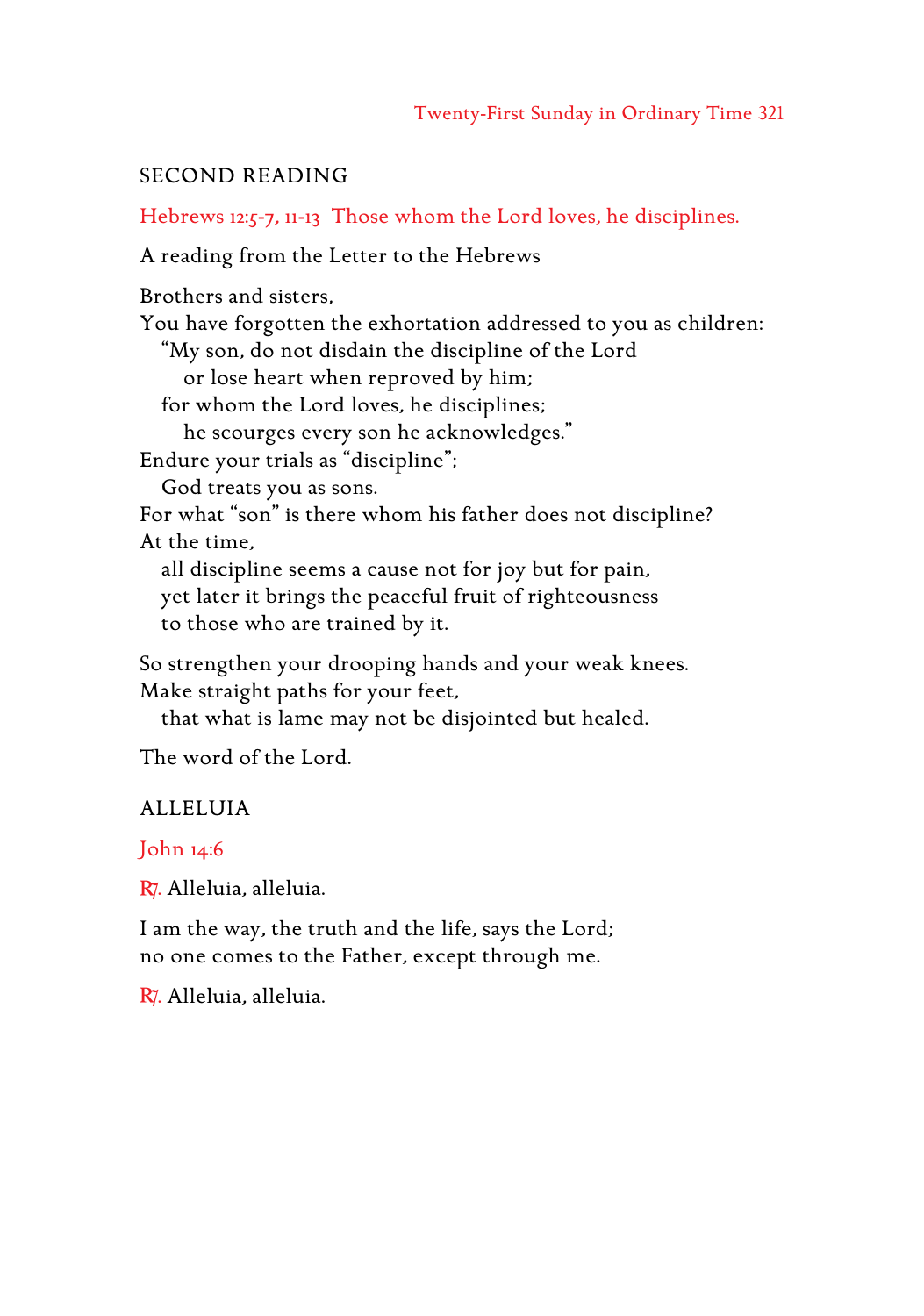## SECOND READING

Hebrews 12:5-7, 11-13  Those whom the Lord loves, he disciplines.

A reading from the Letter to the Hebrews

Brothers and sisters,  
You have forgotten the exhortation addressed to you as children:  
   "My son, do not disdain the discipline of the Lord  
      or lose heart when reproved by him;  
   for whom the Lord loves, he disciplines;  
      he scourges every son he acknowledges."  
Endure your trials as "discipline";  
   God treats you as sons.  
For what "son" is there whom his father does not discipline?  
At the time,  
   all discipline seems a cause not for joy but for pain,  
   yet later it brings the peaceful fruit of righteousness  
   to those who are trained by it.

So strengthen your drooping hands and your weak knees.  
Make straight paths for your feet,  
   that what is lame may not be disjointed but healed.

The word of the Lord.

## ALLELUIA

John 14:6

℟. Alleluia, alleluia.

I am the way, the truth and the life, says the Lord;  
no one comes to the Father, except through me.

℟. Alleluia, alleluia.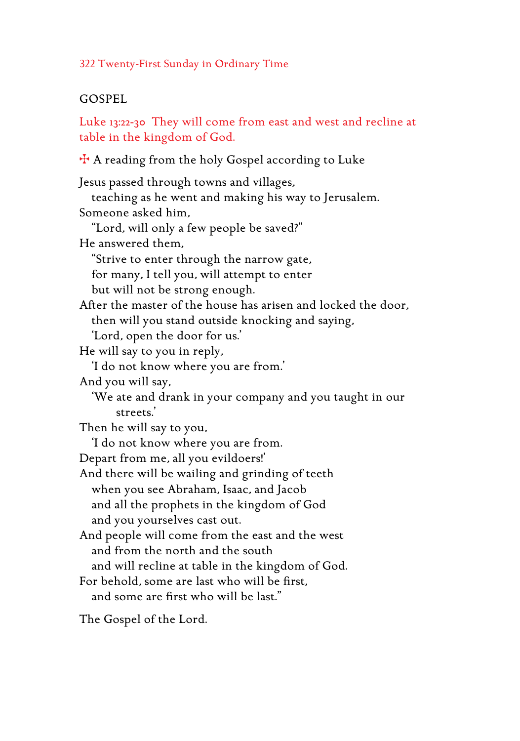## GOSPEL

Luke 13:22-30 They will come from east and west and recline at table in the kingdom of God.

✠ A reading from the holy Gospel according to Luke

Jesus passed through towns and villages,
  teaching as he went and making his way to Jerusalem.
Someone asked him,
  "Lord, will only a few people be saved?"
He answered them,
  "Strive to enter through the narrow gate,
  for many, I tell you, will attempt to enter
  but will not be strong enough.
After the master of the house has arisen and locked the door,
  then will you stand outside knocking and saying,
  'Lord, open the door for us.'
He will say to you in reply,
  'I do not know where you are from.'
And you will say,
  'We ate and drank in your company and you taught in our streets.'
Then he will say to you,
  'I do not know where you are from.
Depart from me, all you evildoers!'
And there will be wailing and grinding of teeth
  when you see Abraham, Isaac, and Jacob
  and all the prophets in the kingdom of God
  and you yourselves cast out.
And people will come from the east and the west
  and from the north and the south
  and will recline at table in the kingdom of God.
For behold, some are last who will be first,
  and some are first who will be last."

The Gospel of the Lord.